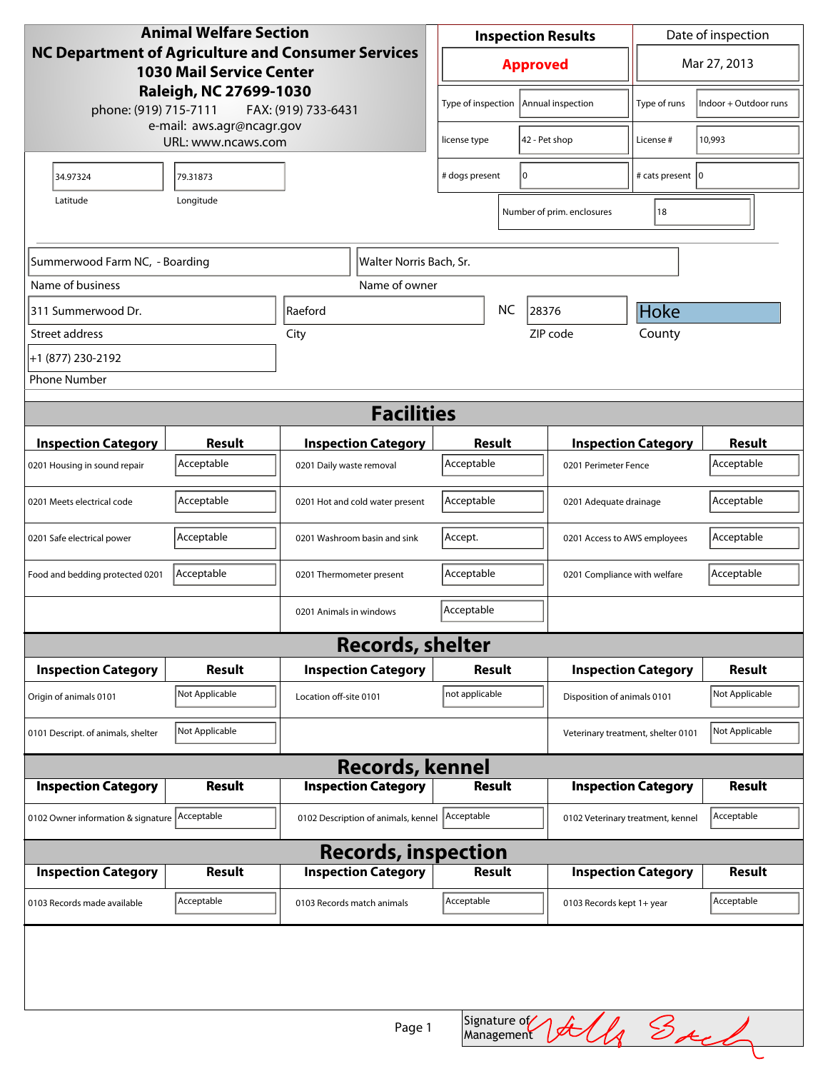**Animal Welfare Section**
**NC Department of Agriculture and Consumer Services**
**1030 Mail Service Center**
**Raleigh, NC 27699-1030**
phone: (919) 715-7111 FAX: (919) 733-6431
e-mail: aws.agr@ncagr.gov
URL: www.ncaws.com

| Inspection Results | Date of inspection |
|---|---|
| **Approved** | Mar 27, 2013 |

| | | | |
|---|---|---|---|
| Type of inspection | Annual inspection | Type of runs | Indoor + Outdoor runs |
| license type | 42 - Pet shop | License # | 10,993 |
| # dogs present | 0 | # cats present | 0 |
| Number of prim. enclosures | 18 | | |

| Latitude | Longitude |
|---|---|
| 34.97324 | 79.31873 |

| Name of business | Name of owner |
|---|---|
| Summerwood Farm NC, - Boarding | Walter Norris Bach, Sr. |

| Street address | City | State | ZIP code | County |
|---|---|---|---|---|
| 311 Summerwood Dr. | Raeford | NC | 28376 | Hoke |

Phone Number: +1 (877) 230-2192

## Facilities

| Inspection Category | Result | Inspection Category | Result | Inspection Category | Result |
|---|---|---|---|---|---|
| 0201 Housing in sound repair | Acceptable | 0201 Daily waste removal | Acceptable | 0201 Perimeter Fence | Acceptable |
| 0201 Meets electrical code | Acceptable | 0201 Hot and cold water present | Acceptable | 0201 Adequate drainage | Acceptable |
| 0201 Safe electrical power | Acceptable | 0201 Washroom basin and sink | Accept. | 0201 Access to AWS employees | Acceptable |
| Food and bedding protected 0201 | Acceptable | 0201 Thermometer present | Acceptable | 0201 Compliance with welfare | Acceptable |
| | | 0201 Animals in windows | Acceptable | | |

## Records, shelter

| Inspection Category | Result | Inspection Category | Result | Inspection Category | Result |
|---|---|---|---|---|---|
| Origin of animals 0101 | Not Applicable | Location off-site 0101 | not applicable | Disposition of animals 0101 | Not Applicable |
| 0101 Descript. of animals, shelter | Not Applicable | | | Veterinary treatment, shelter 0101 | Not Applicable |

## Records, kennel

| Inspection Category | Result | Inspection Category | Result | Inspection Category | Result |
|---|---|---|---|---|---|
| 0102 Owner information & signature | Acceptable | 0102 Description of animals, kennel | Acceptable | 0102 Veterinary treatment, kennel | Acceptable |

## Records, inspection

| Inspection Category | Result | Inspection Category | Result | Inspection Category | Result |
|---|---|---|---|---|---|
| 0103 Records made available | Acceptable | 0103 Records match animals | Acceptable | 0103 Records kept 1+ year | Acceptable |

Signature of Management: Wally Bach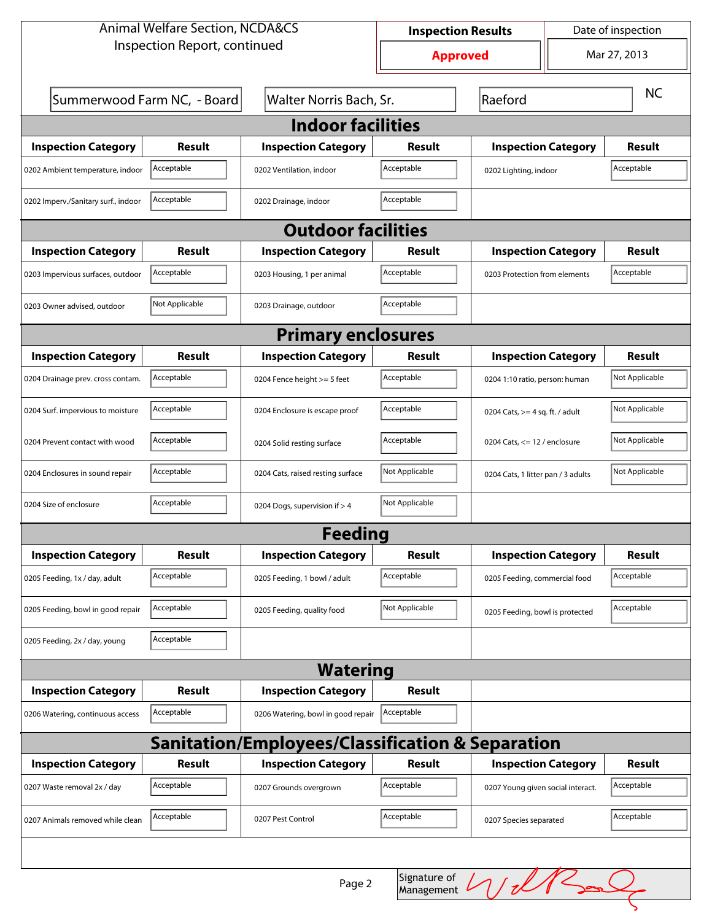Animal Welfare Section, NCDA&CS
Inspection Report, continued

| Inspection Results | Date of inspection |
| --- | --- |
| Approved | Mar 27, 2013 |

| Summerwood Farm NC, - Board | Walter Norris Bach, Sr. | Raeford | NC |
| --- | --- | --- | --- |

## Indoor facilities

| Inspection Category | Result | Inspection Category | Result | Inspection Category | Result |
| --- | --- | --- | --- | --- | --- |
| 0202 Ambient temperature, indoor | Acceptable | 0202 Ventilation, indoor | Acceptable | 0202 Lighting, indoor | Acceptable |
| 0202 Imperv./Sanitary surf., indoor | Acceptable | 0202 Drainage, indoor | Acceptable | | |

## Outdoor facilities

| Inspection Category | Result | Inspection Category | Result | Inspection Category | Result |
| --- | --- | --- | --- | --- | --- |
| 0203 Impervious surfaces, outdoor | Acceptable | 0203 Housing, 1 per animal | Acceptable | 0203 Protection from elements | Acceptable |
| 0203 Owner advised, outdoor | Not Applicable | 0203 Drainage, outdoor | Acceptable | | |

## Primary enclosures

| Inspection Category | Result | Inspection Category | Result | Inspection Category | Result |
| --- | --- | --- | --- | --- | --- |
| 0204 Drainage prev. cross contam. | Acceptable | 0204 Fence height >= 5 feet | Acceptable | 0204 1:10 ratio, person: human | Not Applicable |
| 0204 Surf. impervious to moisture | Acceptable | 0204 Enclosure is escape proof | Acceptable | 0204 Cats, >= 4 sq. ft. / adult | Not Applicable |
| 0204 Prevent contact with wood | Acceptable | 0204 Solid resting surface | Acceptable | 0204 Cats, <= 12 / enclosure | Not Applicable |
| 0204 Enclosures in sound repair | Acceptable | 0204 Cats, raised resting surface | Not Applicable | 0204 Cats, 1 litter pan / 3 adults | Not Applicable |
| 0204 Size of enclosure | Acceptable | 0204 Dogs, supervision if > 4 | Not Applicable | | |

## Feeding

| Inspection Category | Result | Inspection Category | Result | Inspection Category | Result |
| --- | --- | --- | --- | --- | --- |
| 0205 Feeding, 1x / day, adult | Acceptable | 0205 Feeding, 1 bowl / adult | Acceptable | 0205 Feeding, commercial food | Acceptable |
| 0205 Feeding, bowl in good repair | Acceptable | 0205 Feeding, quality food | Not Applicable | 0205 Feeding, bowl is protected | Acceptable |
| 0205 Feeding, 2x / day, young | Acceptable | | | | |

## Watering

| Inspection Category | Result | Inspection Category | Result |
| --- | --- | --- | --- |
| 0206 Watering, continuous access | Acceptable | 0206 Watering, bowl in good repair | Acceptable |

## Sanitation/Employees/Classification & Separation

| Inspection Category | Result | Inspection Category | Result | Inspection Category | Result |
| --- | --- | --- | --- | --- | --- |
| 0207 Waste removal 2x / day | Acceptable | 0207 Grounds overgrown | Acceptable | 0207 Young given social interact. | Acceptable |
| 0207 Animals removed while clean | Acceptable | 0207 Pest Control | Acceptable | 0207 Species separated | Acceptable |

Signature of Management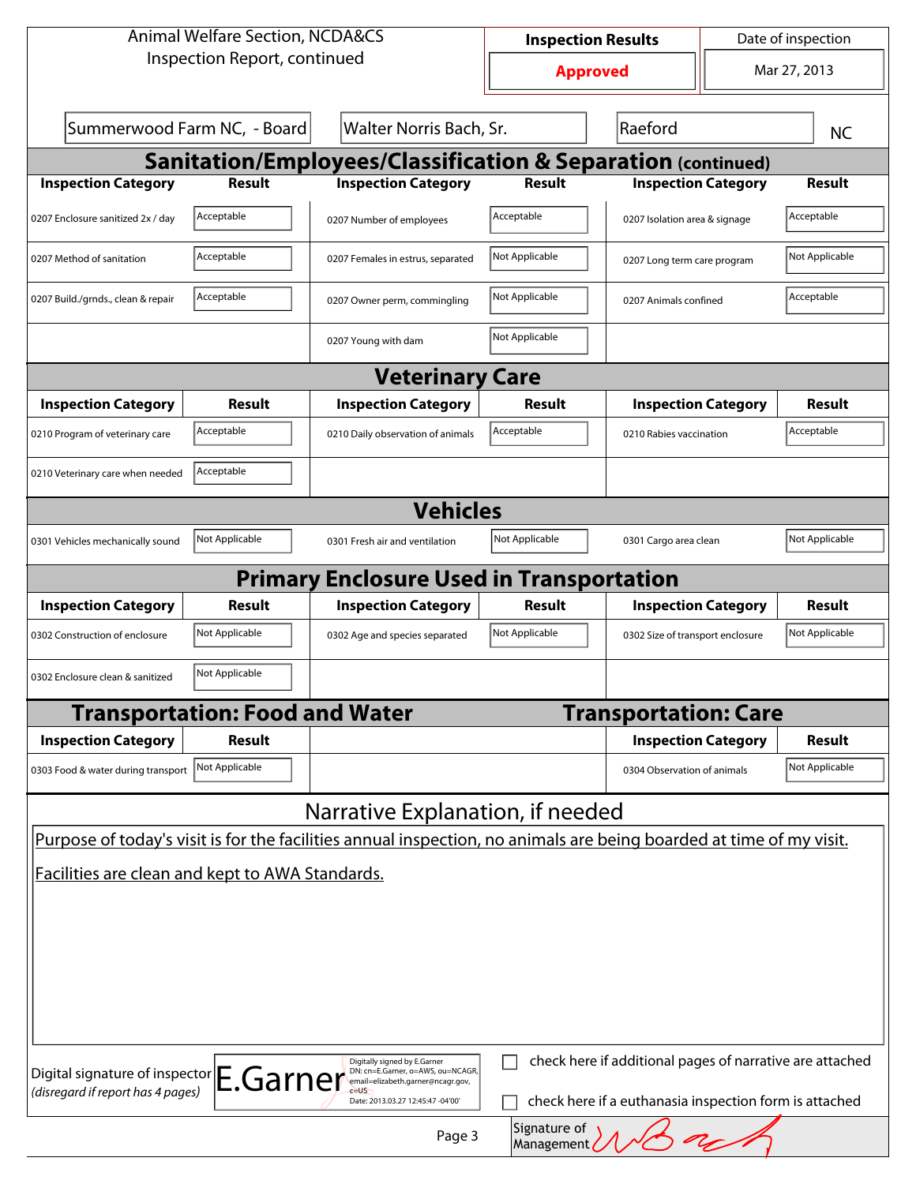Animal Welfare Section, NCDA&CS
Inspection Report, continued

| Inspection Results | Date of inspection |
|---|---|
| Approved | Mar 27, 2013 |

Summerwood Farm NC, - Board | Walter Norris Bach, Sr. | Raeford | NC

## Sanitation/Employees/Classification & Separation (continued)

| Inspection Category | Result | Inspection Category | Result | Inspection Category | Result |
|---|---|---|---|---|---|
| 0207 Enclosure sanitized 2x / day | Acceptable | 0207 Number of employees | Acceptable | 0207 Isolation area & signage | Acceptable |
| 0207 Method of sanitation | Acceptable | 0207 Females in estrus, separated | Not Applicable | 0207 Long term care program | Not Applicable |
| 0207 Build./grnds., clean & repair | Acceptable | 0207 Owner perm, commingling | Not Applicable | 0207 Animals confined | Acceptable |
| | | 0207 Young with dam | Not Applicable | | |

## Veterinary Care

| Inspection Category | Result | Inspection Category | Result | Inspection Category | Result |
|---|---|---|---|---|---|
| 0210 Program of veterinary care | Acceptable | 0210 Daily observation of animals | Acceptable | 0210 Rabies vaccination | Acceptable |
| 0210 Veterinary care when needed | Acceptable | | | | |

## Vehicles

| Inspection Category | Result | Inspection Category | Result | Inspection Category | Result |
|---|---|---|---|---|---|
| 0301 Vehicles mechanically sound | Not Applicable | 0301 Fresh air and ventilation | Not Applicable | 0301 Cargo area clean | Not Applicable |

## Primary Enclosure Used in Transportation

| Inspection Category | Result | Inspection Category | Result | Inspection Category | Result |
|---|---|---|---|---|---|
| 0302 Construction of enclosure | Not Applicable | 0302 Age and species separated | Not Applicable | 0302 Size of transport enclosure | Not Applicable |
| 0302 Enclosure clean & sanitized | Not Applicable | | | | |

## Transportation: Food and Water

| Inspection Category | Result |
|---|---|
| 0303 Food & water during transport | Not Applicable |

## Transportation: Care

| Inspection Category | Result |
|---|---|
| 0304 Observation of animals | Not Applicable |

## Narrative Explanation, if needed

Purpose of today's visit is for the facilities annual inspection, no animals are being boarded at time of my visit.

Facilities are clean and kept to AWA Standards.

Digital signature of inspector *(disregard if report has 4 pages)*: E.Garner — Digitally signed by E.Garner DN: cn=E.Garner, o=AWS, ou=NCAGR, email=elizabeth.garner@ncagr.gov, c=US Date: 2013.03.27 12:45:47 -04'00'

☐ check here if additional pages of narrative are attached

☐ check here if a euthanasia inspection form is attached

Signature of Management: [signature]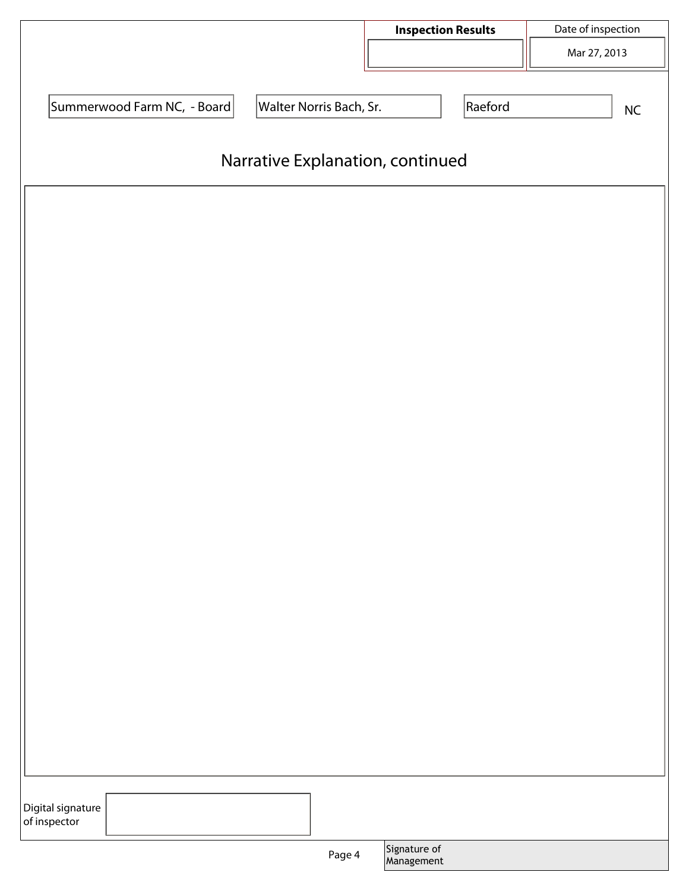| Inspection Results | Date of inspection |
| --- | --- |
| | Mar 27, 2013 |

| | | | |
| --- | --- | --- | --- |
| Summerwood Farm NC, - Board | Walter Norris Bach, Sr. | Raeford | NC |

## Narrative Explanation, continued

Digital signature of inspector

Signature of Management